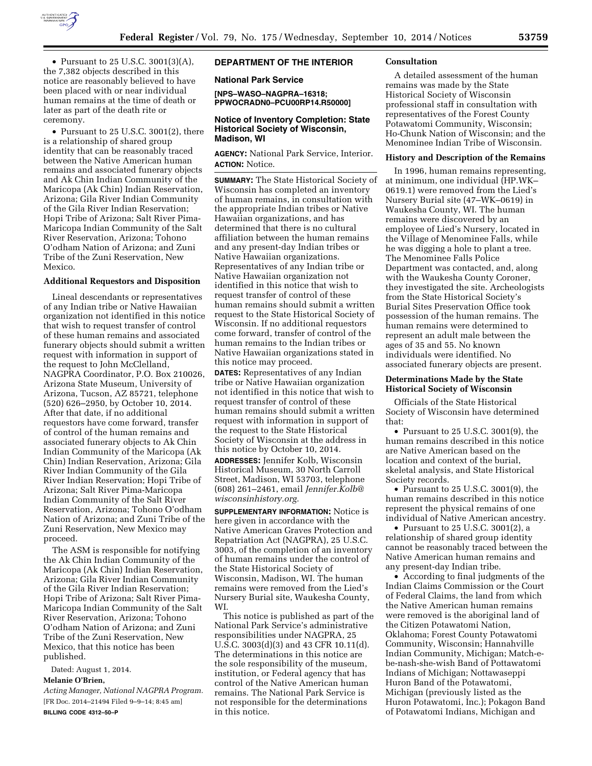- Pursuant to 25 U.S.C. 3001(3)(A), the 7,382 objects described in this notice are reasonably believed to have been placed with or near individual human remains at the time of death or later as part of the death rite or ceremony.

- Pursuant to 25 U.S.C. 3001(2), there is a relationship of shared group identity that can be reasonably traced between the Native American human remains and associated funerary objects and Ak Chin Indian Community of the Maricopa (Ak Chin) Indian Reservation, Arizona; Gila River Indian Community of the Gila River Indian Reservation; Hopi Tribe of Arizona; Salt River Pima-Maricopa Indian Community of the Salt River Reservation, Arizona; Tohono O'odham Nation of Arizona; and Zuni Tribe of the Zuni Reservation, New Mexico.

### Additional Requestors and Disposition

Lineal descendants or representatives of any Indian tribe or Native Hawaiian organization not identified in this notice that wish to request transfer of control of these human remains and associated funerary objects should submit a written request with information in support of the request to John McClelland, NAGPRA Coordinator, P.O. Box 210026, Arizona State Museum, University of Arizona, Tucson, AZ 85721, telephone (520) 626–2950, by October 10, 2014. After that date, if no additional requestors have come forward, transfer of control of the human remains and associated funerary objects to Ak Chin Indian Community of the Maricopa (Ak Chin) Indian Reservation, Arizona; Gila River Indian Community of the Gila River Indian Reservation; Hopi Tribe of Arizona; Salt River Pima-Maricopa Indian Community of the Salt River Reservation, Arizona; Tohono O'odham Nation of Arizona; and Zuni Tribe of the Zuni Reservation, New Mexico may proceed.

The ASM is responsible for notifying the Ak Chin Indian Community of the Maricopa (Ak Chin) Indian Reservation, Arizona; Gila River Indian Community of the Gila River Indian Reservation; Hopi Tribe of Arizona; Salt River Pima-Maricopa Indian Community of the Salt River Reservation, Arizona; Tohono O'odham Nation of Arizona; and Zuni Tribe of the Zuni Reservation, New Mexico, that this notice has been published.

Dated: August 1, 2014.

**Melanie O'Brien,**

*Acting Manager, National NAGPRA Program.*

[FR Doc. 2014–21494 Filed 9–9–14; 8:45 am]

**BILLING CODE 4312–50–P**

## DEPARTMENT OF THE INTERIOR

### National Park Service

**[NPS–WASO–NAGPRA–16318; PPWOCRADN0–PCU00RP14.R50000]**

### Notice of Inventory Completion: State Historical Society of Wisconsin, Madison, WI

**AGENCY:** National Park Service, Interior.

**ACTION:** Notice.

**SUMMARY:** The State Historical Society of Wisconsin has completed an inventory of human remains, in consultation with the appropriate Indian tribes or Native Hawaiian organizations, and has determined that there is no cultural affiliation between the human remains and any present-day Indian tribes or Native Hawaiian organizations. Representatives of any Indian tribe or Native Hawaiian organization not identified in this notice that wish to request transfer of control of these human remains should submit a written request to the State Historical Society of Wisconsin. If no additional requestors come forward, transfer of control of the human remains to the Indian tribes or Native Hawaiian organizations stated in this notice may proceed.

**DATES:** Representatives of any Indian tribe or Native Hawaiian organization not identified in this notice that wish to request transfer of control of these human remains should submit a written request with information in support of the request to the State Historical Society of Wisconsin at the address in this notice by October 10, 2014.

**ADDRESSES:** Jennifer Kolb, Wisconsin Historical Museum, 30 North Carroll Street, Madison, WI 53703, telephone (608) 261–2461, email *Jennifer.Kolb@wisconsinhistory.org.*

**SUPPLEMENTARY INFORMATION:** Notice is here given in accordance with the Native American Graves Protection and Repatriation Act (NAGPRA), 25 U.S.C. 3003, of the completion of an inventory of human remains under the control of the State Historical Society of Wisconsin, Madison, WI. The human remains were removed from the Lied's Nursery Burial site, Waukesha County, WI.

This notice is published as part of the National Park Service's administrative responsibilities under NAGPRA, 25 U.S.C. 3003(d)(3) and 43 CFR 10.11(d). The determinations in this notice are the sole responsibility of the museum, institution, or Federal agency that has control of the Native American human remains. The National Park Service is not responsible for the determinations in this notice.

### Consultation

A detailed assessment of the human remains was made by the State Historical Society of Wisconsin professional staff in consultation with representatives of the Forest County Potawatomi Community, Wisconsin; Ho-Chunk Nation of Wisconsin; and the Menominee Indian Tribe of Wisconsin.

### History and Description of the Remains

In 1996, human remains representing, at minimum, one individual (HP.WK–0619.1) were removed from the Lied's Nursery Burial site (47–WK–0619) in Waukesha County, WI. The human remains were discovered by an employee of Lied's Nursery, located in the Village of Menominee Falls, while he was digging a hole to plant a tree. The Menominee Falls Police Department was contacted, and, along with the Waukesha County Coroner, they investigated the site. Archeologists from the State Historical Society's Burial Sites Preservation Office took possession of the human remains. The human remains were determined to represent an adult male between the ages of 35 and 55. No known individuals were identified. No associated funerary objects are present.

### Determinations Made by the State Historical Society of Wisconsin

Officials of the State Historical Society of Wisconsin have determined that:

- Pursuant to 25 U.S.C. 3001(9), the human remains described in this notice are Native American based on the location and context of the burial, skeletal analysis, and State Historical Society records.
- Pursuant to 25 U.S.C. 3001(9), the human remains described in this notice represent the physical remains of one individual of Native American ancestry.
- Pursuant to 25 U.S.C. 3001(2), a relationship of shared group identity cannot be reasonably traced between the Native American human remains and any present-day Indian tribe.
- According to final judgments of the Indian Claims Commission or the Court of Federal Claims, the land from which the Native American human remains were removed is the aboriginal land of the Citizen Potawatomi Nation, Oklahoma; Forest County Potawatomi Community, Wisconsin; Hannahville Indian Community, Michigan; Match-e-be-nash-she-wish Band of Pottawatomi Indians of Michigan; Nottawaseppi Huron Band of the Potawatomi, Michigan (previously listed as the Huron Potawatomi, Inc.); Pokagon Band of Potawatomi Indians, Michigan and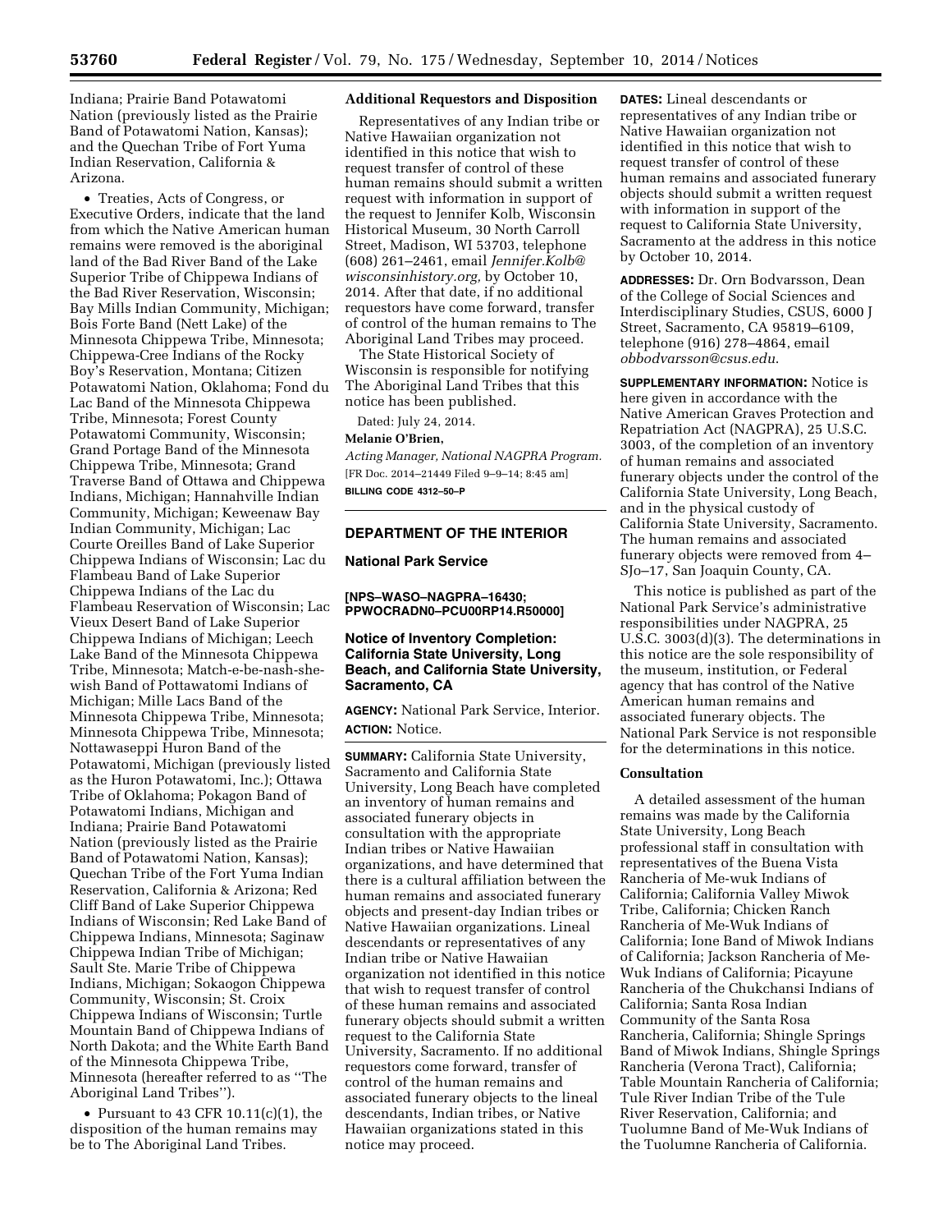Indiana; Prairie Band Potawatomi Nation (previously listed as the Prairie Band of Potawatomi Nation, Kansas); and the Quechan Tribe of Fort Yuma Indian Reservation, California & Arizona.

- Treaties, Acts of Congress, or Executive Orders, indicate that the land from which the Native American human remains were removed is the aboriginal land of the Bad River Band of the Lake Superior Tribe of Chippewa Indians of the Bad River Reservation, Wisconsin; Bay Mills Indian Community, Michigan; Bois Forte Band (Nett Lake) of the Minnesota Chippewa Tribe, Minnesota; Chippewa-Cree Indians of the Rocky Boy's Reservation, Montana; Citizen Potawatomi Nation, Oklahoma; Fond du Lac Band of the Minnesota Chippewa Tribe, Minnesota; Forest County Potawatomi Community, Wisconsin; Grand Portage Band of the Minnesota Chippewa Tribe, Minnesota; Grand Traverse Band of Ottawa and Chippewa Indians, Michigan; Hannahville Indian Community, Michigan; Keweenaw Bay Indian Community, Michigan; Lac Courte Oreilles Band of Lake Superior Chippewa Indians of Wisconsin; Lac du Flambeau Band of Lake Superior Chippewa Indians of the Lac du Flambeau Reservation of Wisconsin; Lac Vieux Desert Band of Lake Superior Chippewa Indians of Michigan; Leech Lake Band of the Minnesota Chippewa Tribe, Minnesota; Match-e-be-nash-she-wish Band of Pottawatomi Indians of Michigan; Mille Lacs Band of the Minnesota Chippewa Tribe, Minnesota; Minnesota Chippewa Tribe, Minnesota; Nottawaseppi Huron Band of the Potawatomi, Michigan (previously listed as the Huron Potawatomi, Inc.); Ottawa Tribe of Oklahoma; Pokagon Band of Potawatomi Indians, Michigan and Indiana; Prairie Band Potawatomi Nation (previously listed as the Prairie Band of Potawatomi Nation, Kansas); Quechan Tribe of the Fort Yuma Indian Reservation, California & Arizona; Red Cliff Band of Lake Superior Chippewa Indians of Wisconsin; Red Lake Band of Chippewa Indians, Minnesota; Saginaw Chippewa Indian Tribe of Michigan; Sault Ste. Marie Tribe of Chippewa Indians, Michigan; Sokaogon Chippewa Community, Wisconsin; St. Croix Chippewa Indians of Wisconsin; Turtle Mountain Band of Chippewa Indians of North Dakota; and the White Earth Band of the Minnesota Chippewa Tribe, Minnesota (hereafter referred to as ''The Aboriginal Land Tribes'').

- Pursuant to 43 CFR 10.11(c)(1), the disposition of the human remains may be to The Aboriginal Land Tribes.

**Additional Requestors and Disposition**

Representatives of any Indian tribe or Native Hawaiian organization not identified in this notice that wish to request transfer of control of these human remains should submit a written request with information in support of the request to Jennifer Kolb, Wisconsin Historical Museum, 30 North Carroll Street, Madison, WI 53703, telephone (608) 261–2461, email *Jennifer.Kolb@wisconsinhistory.org,* by October 10, 2014. After that date, if no additional requestors have come forward, transfer of control of the human remains to The Aboriginal Land Tribes may proceed.

The State Historical Society of Wisconsin is responsible for notifying The Aboriginal Land Tribes that this notice has been published.

Dated: July 24, 2014.

**Melanie O'Brien,**

*Acting Manager, National NAGPRA Program.*

[FR Doc. 2014–21449 Filed 9–9–14; 8:45 am]

**BILLING CODE 4312–50–P**

## DEPARTMENT OF THE INTERIOR

### National Park Service

**[NPS–WASO–NAGPRA–16430; PPWOCRADN0–PCU00RP14.R50000]**

### Notice of Inventory Completion: California State University, Long Beach, and California State University, Sacramento, CA

**AGENCY:** National Park Service, Interior.

**ACTION:** Notice.

**SUMMARY:** California State University, Sacramento and California State University, Long Beach have completed an inventory of human remains and associated funerary objects in consultation with the appropriate Indian tribes or Native Hawaiian organizations, and have determined that there is a cultural affiliation between the human remains and associated funerary objects and present-day Indian tribes or Native Hawaiian organizations. Lineal descendants or representatives of any Indian tribe or Native Hawaiian organization not identified in this notice that wish to request transfer of control of these human remains and associated funerary objects should submit a written request to the California State University, Sacramento. If no additional requestors come forward, transfer of control of the human remains and associated funerary objects to the lineal descendants, Indian tribes, or Native Hawaiian organizations stated in this notice may proceed.

**DATES:** Lineal descendants or representatives of any Indian tribe or Native Hawaiian organization not identified in this notice that wish to request transfer of control of these human remains and associated funerary objects should submit a written request with information in support of the request to California State University, Sacramento at the address in this notice by October 10, 2014.

**ADDRESSES:** Dr. Orn Bodvarsson, Dean of the College of Social Sciences and Interdisciplinary Studies, CSUS, 6000 J Street, Sacramento, CA 95819–6109, telephone (916) 278–4864, email *obbodvarsson@csus.edu*.

**SUPPLEMENTARY INFORMATION:** Notice is here given in accordance with the Native American Graves Protection and Repatriation Act (NAGPRA), 25 U.S.C. 3003, of the completion of an inventory of human remains and associated funerary objects under the control of the California State University, Long Beach, and in the physical custody of California State University, Sacramento. The human remains and associated funerary objects were removed from 4–SJo–17, San Joaquin County, CA.

This notice is published as part of the National Park Service's administrative responsibilities under NAGPRA, 25 U.S.C. 3003(d)(3). The determinations in this notice are the sole responsibility of the museum, institution, or Federal agency that has control of the Native American human remains and associated funerary objects. The National Park Service is not responsible for the determinations in this notice.

**Consultation**

A detailed assessment of the human remains was made by the California State University, Long Beach professional staff in consultation with representatives of the Buena Vista Rancheria of Me-wuk Indians of California; California Valley Miwok Tribe, California; Chicken Ranch Rancheria of Me-Wuk Indians of California; Ione Band of Miwok Indians of California; Jackson Rancheria of Me-Wuk Indians of California; Picayune Rancheria of the Chukchansi Indians of California; Santa Rosa Indian Community of the Santa Rosa Rancheria, California; Shingle Springs Band of Miwok Indians, Shingle Springs Rancheria (Verona Tract), California; Table Mountain Rancheria of California; Tule River Indian Tribe of the Tule River Reservation, California; and Tuolumne Band of Me-Wuk Indians of the Tuolumne Rancheria of California.